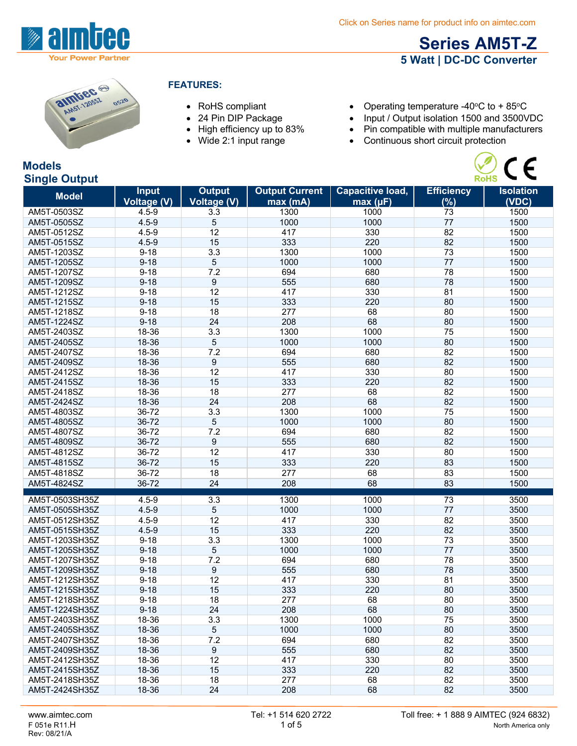Click on Series name for product info on aimtec.com

# Series AM5T-Z

## 5 Watt | DC-DC Converter

### FEATURES:

- RoHS compliant
- 24 Pin DIP Package
- High efficiency up to 83%
- Wide 2:1 input range
- Operating temperature -40ºC to + 85ºC
- Input / Output isolation 1500 and 3500VDC
- Pin compatible with multiple manufacturers
- Continuous short circuit protection

## Models

### Single Output

| Model | Input Voltage (V) | Output Voltage (V) | Output Current max (mA) | Capacitive load, max (µF) | Efficiency (%) | Isolation (VDC) |
|---|---|---|---|---|---|---|
| AM5T-0503SZ | 4.5-9 | 3.3 | 1300 | 1000 | 73 | 1500 |
| AM5T-0505SZ | 4.5-9 | 5 | 1000 | 1000 | 77 | 1500 |
| AM5T-0512SZ | 4.5-9 | 12 | 417 | 330 | 82 | 1500 |
| AM5T-0515SZ | 4.5-9 | 15 | 333 | 220 | 82 | 1500 |
| AM5T-1203SZ | 9-18 | 3.3 | 1300 | 1000 | 73 | 1500 |
| AM5T-1205SZ | 9-18 | 5 | 1000 | 1000 | 77 | 1500 |
| AM5T-1207SZ | 9-18 | 7.2 | 694 | 680 | 78 | 1500 |
| AM5T-1209SZ | 9-18 | 9 | 555 | 680 | 78 | 1500 |
| AM5T-1212SZ | 9-18 | 12 | 417 | 330 | 81 | 1500 |
| AM5T-1215SZ | 9-18 | 15 | 333 | 220 | 80 | 1500 |
| AM5T-1218SZ | 9-18 | 18 | 277 | 68 | 80 | 1500 |
| AM5T-1224SZ | 9-18 | 24 | 208 | 68 | 80 | 1500 |
| AM5T-2403SZ | 18-36 | 3.3 | 1300 | 1000 | 75 | 1500 |
| AM5T-2405SZ | 18-36 | 5 | 1000 | 1000 | 80 | 1500 |
| AM5T-2407SZ | 18-36 | 7.2 | 694 | 680 | 82 | 1500 |
| AM5T-2409SZ | 18-36 | 9 | 555 | 680 | 82 | 1500 |
| AM5T-2412SZ | 18-36 | 12 | 417 | 330 | 80 | 1500 |
| AM5T-2415SZ | 18-36 | 15 | 333 | 220 | 82 | 1500 |
| AM5T-2418SZ | 18-36 | 18 | 277 | 68 | 82 | 1500 |
| AM5T-2424SZ | 18-36 | 24 | 208 | 68 | 82 | 1500 |
| AM5T-4803SZ | 36-72 | 3.3 | 1300 | 1000 | 75 | 1500 |
| AM5T-4805SZ | 36-72 | 5 | 1000 | 1000 | 80 | 1500 |
| AM5T-4807SZ | 36-72 | 7.2 | 694 | 680 | 82 | 1500 |
| AM5T-4809SZ | 36-72 | 9 | 555 | 680 | 82 | 1500 |
| AM5T-4812SZ | 36-72 | 12 | 417 | 330 | 80 | 1500 |
| AM5T-4815SZ | 36-72 | 15 | 333 | 220 | 83 | 1500 |
| AM5T-4818SZ | 36-72 | 18 | 277 | 68 | 83 | 1500 |
| AM5T-4824SZ | 36-72 | 24 | 208 | 68 | 83 | 1500 |
| AM5T-0503SH35Z | 4.5-9 | 3.3 | 1300 | 1000 | 73 | 3500 |
| AM5T-0505SH35Z | 4.5-9 | 5 | 1000 | 1000 | 77 | 3500 |
| AM5T-0512SH35Z | 4.5-9 | 12 | 417 | 330 | 82 | 3500 |
| AM5T-0515SH35Z | 4.5-9 | 15 | 333 | 220 | 82 | 3500 |
| AM5T-1203SH35Z | 9-18 | 3.3 | 1300 | 1000 | 73 | 3500 |
| AM5T-1205SH35Z | 9-18 | 5 | 1000 | 1000 | 77 | 3500 |
| AM5T-1207SH35Z | 9-18 | 7.2 | 694 | 680 | 78 | 3500 |
| AM5T-1209SH35Z | 9-18 | 9 | 555 | 680 | 78 | 3500 |
| AM5T-1212SH35Z | 9-18 | 12 | 417 | 330 | 81 | 3500 |
| AM5T-1215SH35Z | 9-18 | 15 | 333 | 220 | 80 | 3500 |
| AM5T-1218SH35Z | 9-18 | 18 | 277 | 68 | 80 | 3500 |
| AM5T-1224SH35Z | 9-18 | 24 | 208 | 68 | 80 | 3500 |
| AM5T-2403SH35Z | 18-36 | 3.3 | 1300 | 1000 | 75 | 3500 |
| AM5T-2405SH35Z | 18-36 | 5 | 1000 | 1000 | 80 | 3500 |
| AM5T-2407SH35Z | 18-36 | 7.2 | 694 | 680 | 82 | 3500 |
| AM5T-2409SH35Z | 18-36 | 9 | 555 | 680 | 82 | 3500 |
| AM5T-2412SH35Z | 18-36 | 12 | 417 | 330 | 80 | 3500 |
| AM5T-2415SH35Z | 18-36 | 15 | 333 | 220 | 82 | 3500 |
| AM5T-2418SH35Z | 18-36 | 18 | 277 | 68 | 82 | 3500 |
| AM5T-2424SH35Z | 18-36 | 24 | 208 | 68 | 82 | 3500 |

www.aimtec.com | Tel: +1 514 620 2722 | Toll free: + 1 888 9 AIMTEC (924 6832) North America only

F 051e R11.H
Rev: 08/21/A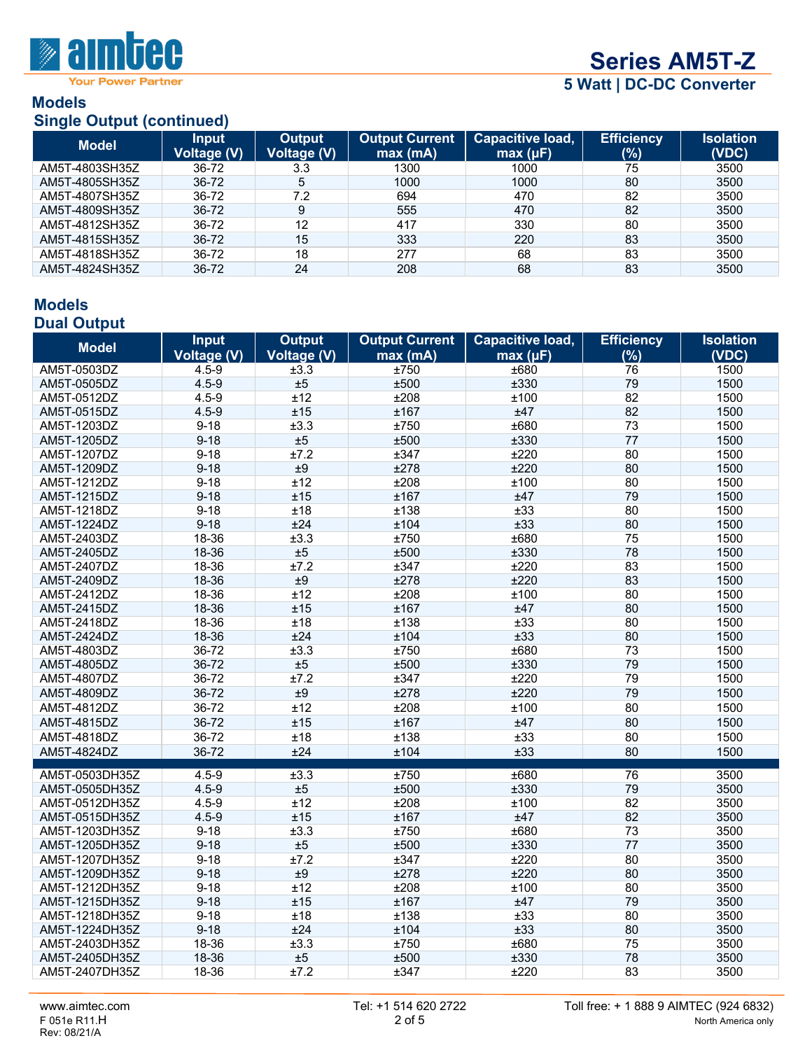## Models

### Single Output (continued)

| Model | Input Voltage (V) | Output Voltage (V) | Output Current max (mA) | Capacitive load, max (µF) | Efficiency (%) | Isolation (VDC) |
|---|---|---|---|---|---|---|
| AM5T-4803SH35Z | 36-72 | 3.3 | 1300 | 1000 | 75 | 3500 |
| AM5T-4805SH35Z | 36-72 | 5 | 1000 | 1000 | 80 | 3500 |
| AM5T-4807SH35Z | 36-72 | 7.2 | 694 | 470 | 82 | 3500 |
| AM5T-4809SH35Z | 36-72 | 9 | 555 | 470 | 82 | 3500 |
| AM5T-4812SH35Z | 36-72 | 12 | 417 | 330 | 80 | 3500 |
| AM5T-4815SH35Z | 36-72 | 15 | 333 | 220 | 83 | 3500 |
| AM5T-4818SH35Z | 36-72 | 18 | 277 | 68 | 83 | 3500 |
| AM5T-4824SH35Z | 36-72 | 24 | 208 | 68 | 83 | 3500 |

## Models

### Dual Output

| Model | Input Voltage (V) | Output Voltage (V) | Output Current max (mA) | Capacitive load, max (µF) | Efficiency (%) | Isolation (VDC) |
|---|---|---|---|---|---|---|
| AM5T-0503DZ | 4.5-9 | ±3.3 | ±750 | ±680 | 76 | 1500 |
| AM5T-0505DZ | 4.5-9 | ±5 | ±500 | ±330 | 79 | 1500 |
| AM5T-0512DZ | 4.5-9 | ±12 | ±208 | ±100 | 82 | 1500 |
| AM5T-0515DZ | 4.5-9 | ±15 | ±167 | ±47 | 82 | 1500 |
| AM5T-1203DZ | 9-18 | ±3.3 | ±750 | ±680 | 73 | 1500 |
| AM5T-1205DZ | 9-18 | ±5 | ±500 | ±330 | 77 | 1500 |
| AM5T-1207DZ | 9-18 | ±7.2 | ±347 | ±220 | 80 | 1500 |
| AM5T-1209DZ | 9-18 | ±9 | ±278 | ±220 | 80 | 1500 |
| AM5T-1212DZ | 9-18 | ±12 | ±208 | ±100 | 80 | 1500 |
| AM5T-1215DZ | 9-18 | ±15 | ±167 | ±47 | 79 | 1500 |
| AM5T-1218DZ | 9-18 | ±18 | ±138 | ±33 | 80 | 1500 |
| AM5T-1224DZ | 9-18 | ±24 | ±104 | ±33 | 80 | 1500 |
| AM5T-2403DZ | 18-36 | ±3.3 | ±750 | ±680 | 75 | 1500 |
| AM5T-2405DZ | 18-36 | ±5 | ±500 | ±330 | 78 | 1500 |
| AM5T-2407DZ | 18-36 | ±7.2 | ±347 | ±220 | 83 | 1500 |
| AM5T-2409DZ | 18-36 | ±9 | ±278 | ±220 | 83 | 1500 |
| AM5T-2412DZ | 18-36 | ±12 | ±208 | ±100 | 80 | 1500 |
| AM5T-2415DZ | 18-36 | ±15 | ±167 | ±47 | 80 | 1500 |
| AM5T-2418DZ | 18-36 | ±18 | ±138 | ±33 | 80 | 1500 |
| AM5T-2424DZ | 18-36 | ±24 | ±104 | ±33 | 80 | 1500 |
| AM5T-4803DZ | 36-72 | ±3.3 | ±750 | ±680 | 73 | 1500 |
| AM5T-4805DZ | 36-72 | ±5 | ±500 | ±330 | 79 | 1500 |
| AM5T-4807DZ | 36-72 | ±7.2 | ±347 | ±220 | 79 | 1500 |
| AM5T-4809DZ | 36-72 | ±9 | ±278 | ±220 | 79 | 1500 |
| AM5T-4812DZ | 36-72 | ±12 | ±208 | ±100 | 80 | 1500 |
| AM5T-4815DZ | 36-72 | ±15 | ±167 | ±47 | 80 | 1500 |
| AM5T-4818DZ | 36-72 | ±18 | ±138 | ±33 | 80 | 1500 |
| AM5T-4824DZ | 36-72 | ±24 | ±104 | ±33 | 80 | 1500 |
| AM5T-0503DH35Z | 4.5-9 | ±3.3 | ±750 | ±680 | 76 | 3500 |
| AM5T-0505DH35Z | 4.5-9 | ±5 | ±500 | ±330 | 79 | 3500 |
| AM5T-0512DH35Z | 4.5-9 | ±12 | ±208 | ±100 | 82 | 3500 |
| AM5T-0515DH35Z | 4.5-9 | ±15 | ±167 | ±47 | 82 | 3500 |
| AM5T-1203DH35Z | 9-18 | ±3.3 | ±750 | ±680 | 73 | 3500 |
| AM5T-1205DH35Z | 9-18 | ±5 | ±500 | ±330 | 77 | 3500 |
| AM5T-1207DH35Z | 9-18 | ±7.2 | ±347 | ±220 | 80 | 3500 |
| AM5T-1209DH35Z | 9-18 | ±9 | ±278 | ±220 | 80 | 3500 |
| AM5T-1212DH35Z | 9-18 | ±12 | ±208 | ±100 | 80 | 3500 |
| AM5T-1215DH35Z | 9-18 | ±15 | ±167 | ±47 | 79 | 3500 |
| AM5T-1218DH35Z | 9-18 | ±18 | ±138 | ±33 | 80 | 3500 |
| AM5T-1224DH35Z | 9-18 | ±24 | ±104 | ±33 | 80 | 3500 |
| AM5T-2403DH35Z | 18-36 | ±3.3 | ±750 | ±680 | 75 | 3500 |
| AM5T-2405DH35Z | 18-36 | ±5 | ±500 | ±330 | 78 | 3500 |
| AM5T-2407DH35Z | 18-36 | ±7.2 | ±347 | ±220 | 83 | 3500 |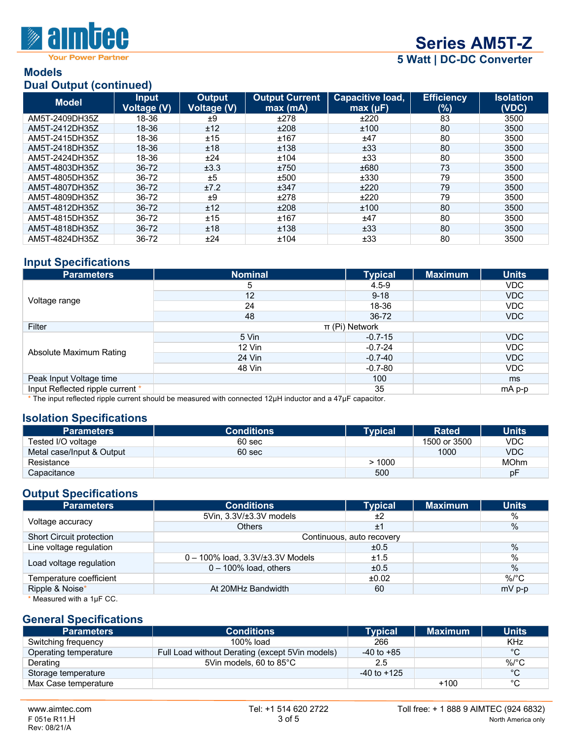## Models

### Dual Output (continued)

| Model | Input Voltage (V) | Output Voltage (V) | Output Current max (mA) | Capacitive load, max (µF) | Efficiency (%) | Isolation (VDC) |
|---|---|---|---|---|---|---|
| AM5T-2409DH35Z | 18-36 | ±9 | ±278 | ±220 | 83 | 3500 |
| AM5T-2412DH35Z | 18-36 | ±12 | ±208 | ±100 | 80 | 3500 |
| AM5T-2415DH35Z | 18-36 | ±15 | ±167 | ±47 | 80 | 3500 |
| AM5T-2418DH35Z | 18-36 | ±18 | ±138 | ±33 | 80 | 3500 |
| AM5T-2424DH35Z | 18-36 | ±24 | ±104 | ±33 | 80 | 3500 |
| AM5T-4803DH35Z | 36-72 | ±3.3 | ±750 | ±680 | 73 | 3500 |
| AM5T-4805DH35Z | 36-72 | ±5 | ±500 | ±330 | 79 | 3500 |
| AM5T-4807DH35Z | 36-72 | ±7.2 | ±347 | ±220 | 79 | 3500 |
| AM5T-4809DH35Z | 36-72 | ±9 | ±278 | ±220 | 79 | 3500 |
| AM5T-4812DH35Z | 36-72 | ±12 | ±208 | ±100 | 80 | 3500 |
| AM5T-4815DH35Z | 36-72 | ±15 | ±167 | ±47 | 80 | 3500 |
| AM5T-4818DH35Z | 36-72 | ±18 | ±138 | ±33 | 80 | 3500 |
| AM5T-4824DH35Z | 36-72 | ±24 | ±104 | ±33 | 80 | 3500 |

## Input Specifications

| Parameters | Nominal | Typical | Maximum | Units |
|---|---|---|---|---|
| Voltage range | 5 | 4.5-9 | | VDC |
| | 12 | 9-18 | | VDC |
| | 24 | 18-36 | | VDC |
| | 48 | 36-72 | | VDC |
| Filter | π (Pi) Network | | | |
| Absolute Maximum Rating | 5 Vin | -0.7-15 | | VDC |
| | 12 Vin | -0.7-24 | | VDC |
| | 24 Vin | -0.7-40 | | VDC |
| | 48 Vin | -0.7-80 | | VDC |
| Peak Input Voltage time | | 100 | | ms |
| Input Reflected ripple current * | | 35 | | mA p-p |

* The input reflected ripple current should be measured with connected 12µH inductor and a 47µF capacitor.

## Isolation Specifications

| Parameters | Conditions | Typical | Rated | Units |
|---|---|---|---|---|
| Tested I/O voltage | 60 sec | | 1500 or 3500 | VDC |
| Metal case/Input & Output | 60 sec | | 1000 | VDC |
| Resistance | | > 1000 | | MOhm |
| Capacitance | | 500 | | pF |

## Output Specifications

| Parameters | Conditions | Typical | Maximum | Units |
|---|---|---|---|---|
| Voltage accuracy | 5Vin, 3.3V/±3.3V models | ±2 | | % |
| | Others | ±1 | | % |
| Short Circuit protection | Continuous, auto recovery | | | |
| Line voltage regulation | | ±0.5 | | % |
| Load voltage regulation | 0 – 100% load, 3.3V/±3.3V Models | ±1.5 | | % |
| | 0 – 100% load, others | ±0.5 | | % |
| Temperature coefficient | | ±0.02 | | %/°C |
| Ripple & Noise* | At 20MHz Bandwidth | 60 | | mV p-p |

* Measured with a 1µF CC.

## General Specifications

| Parameters | Conditions | Typical | Maximum | Units |
|---|---|---|---|---|
| Switching frequency | 100% load | 266 | | KHz |
| Operating temperature | Full Load without Derating (except 5Vin models) | -40 to +85 | | °C |
| Derating | 5Vin models, 60 to 85°C | 2.5 | | %/°C |
| Storage temperature | | -40 to +125 | | °C |
| Max Case temperature | | | +100 | °C |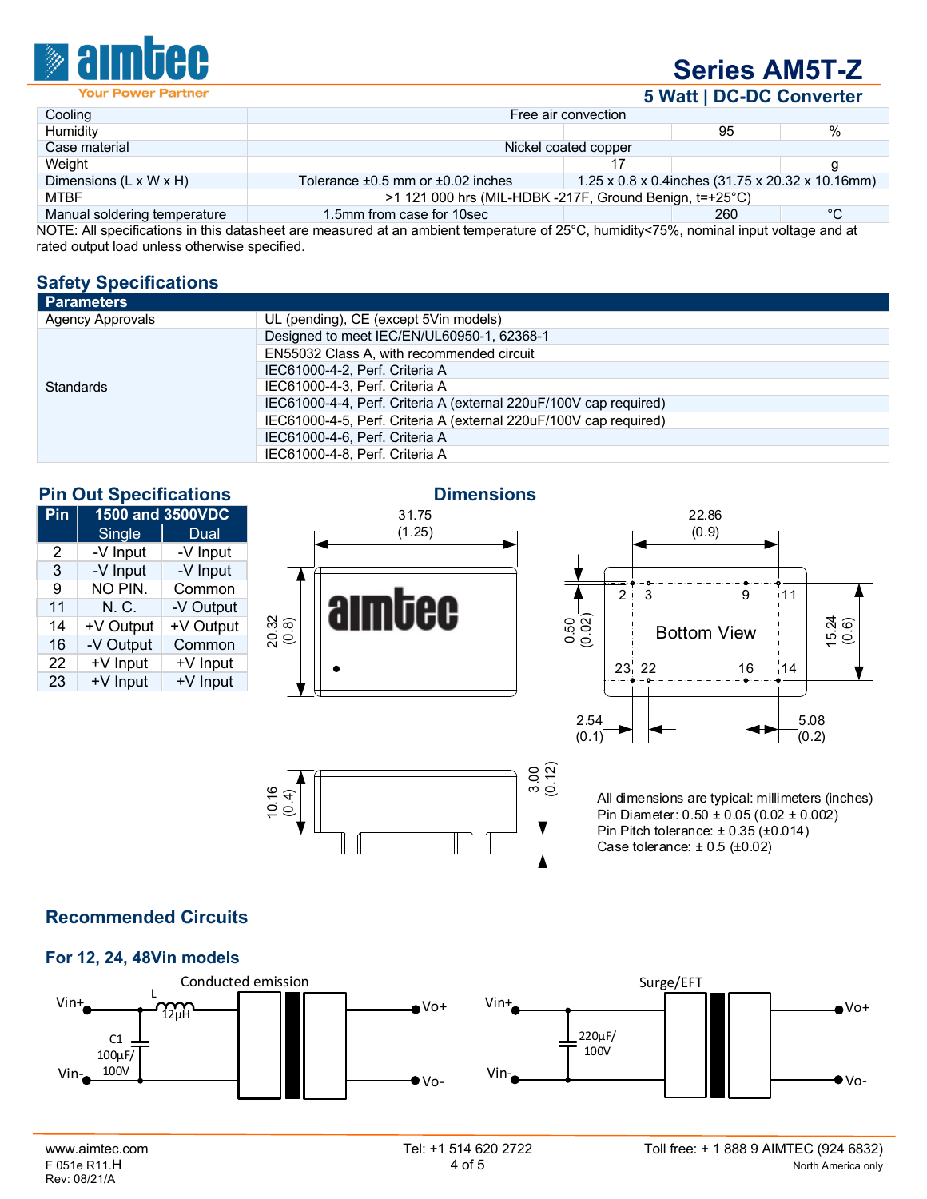| | | | | |
|---|---|---|---|---|
| Cooling | Free air convection | | | |
| Humidity | | | 95 | % |
| Case material | Nickel coated copper | | | |
| Weight | | 17 | | g |
| Dimensions (L x W x H) | Tolerance ±0.5 mm or ±0.02 inches | 1.25 x 0.8 x 0.4inches (31.75 x 20.32 x 10.16mm) | | |
| MTBF | >1 121 000 hrs (MIL-HDBK -217F, Ground Benign, t=+25°C) | | | |
| Manual soldering temperature | 1.5mm from case for 10sec | | 260 | °C |

NOTE: All specifications in this datasheet are measured at an ambient temperature of 25°C, humidity<75%, nominal input voltage and at rated output load unless otherwise specified.

## Safety Specifications

| Parameters | |
|---|---|
| Agency Approvals | UL (pending), CE (except 5Vin models) |
| Standards | Designed to meet IEC/EN/UL60950-1, 62368-1 |
| | EN55032 Class A, with recommended circuit |
| | IEC61000-4-2, Perf. Criteria A |
| | IEC61000-4-3, Perf. Criteria A |
| | IEC61000-4-4, Perf. Criteria A (external 220uF/100V cap required) |
| | IEC61000-4-5, Perf. Criteria A (external 220uF/100V cap required) |
| | IEC61000-4-6, Perf. Criteria A |
| | IEC61000-4-8, Perf. Criteria A |

## Pin Out Specifications

| Pin | 1500 and 3500VDC | |
|---|---|---|
| | Single | Dual |
| 2 | -V Input | -V Input |
| 3 | -V Input | -V Input |
| 9 | NO PIN. | Common |
| 11 | N. C. | -V Output |
| 14 | +V Output | +V Output |
| 16 | -V Output | Common |
| 22 | +V Input | +V Input |
| 23 | +V Input | +V Input |

## Dimensions

31.75 (1.25) | 22.86 (0.9) | 20.32 (0.8) | 0.50 (0.02) | 15.24 (0.6) | 2.54 (0.1) | 5.08 (0.2) | 10.16 (0.4) | 3.00 (0.12)

Bottom View — pins 2, 3, 9, 11, 23, 22, 16, 14

All dimensions are typical: millimeters (inches)
Pin Diameter: 0.50 ± 0.05 (0.02 ± 0.002)
Pin Pitch tolerance: ± 0.35 (±0.014)
Case tolerance: ± 0.5 (±0.02)

## Recommended Circuits

### For 12, 24, 48Vin models

Conducted emission: Vin+, Vin-, L 12µH, C1 100µF/100V, Vo+, Vo-

Surge/EFT: Vin+, Vin-, 220µF/100V, Vo+, Vo-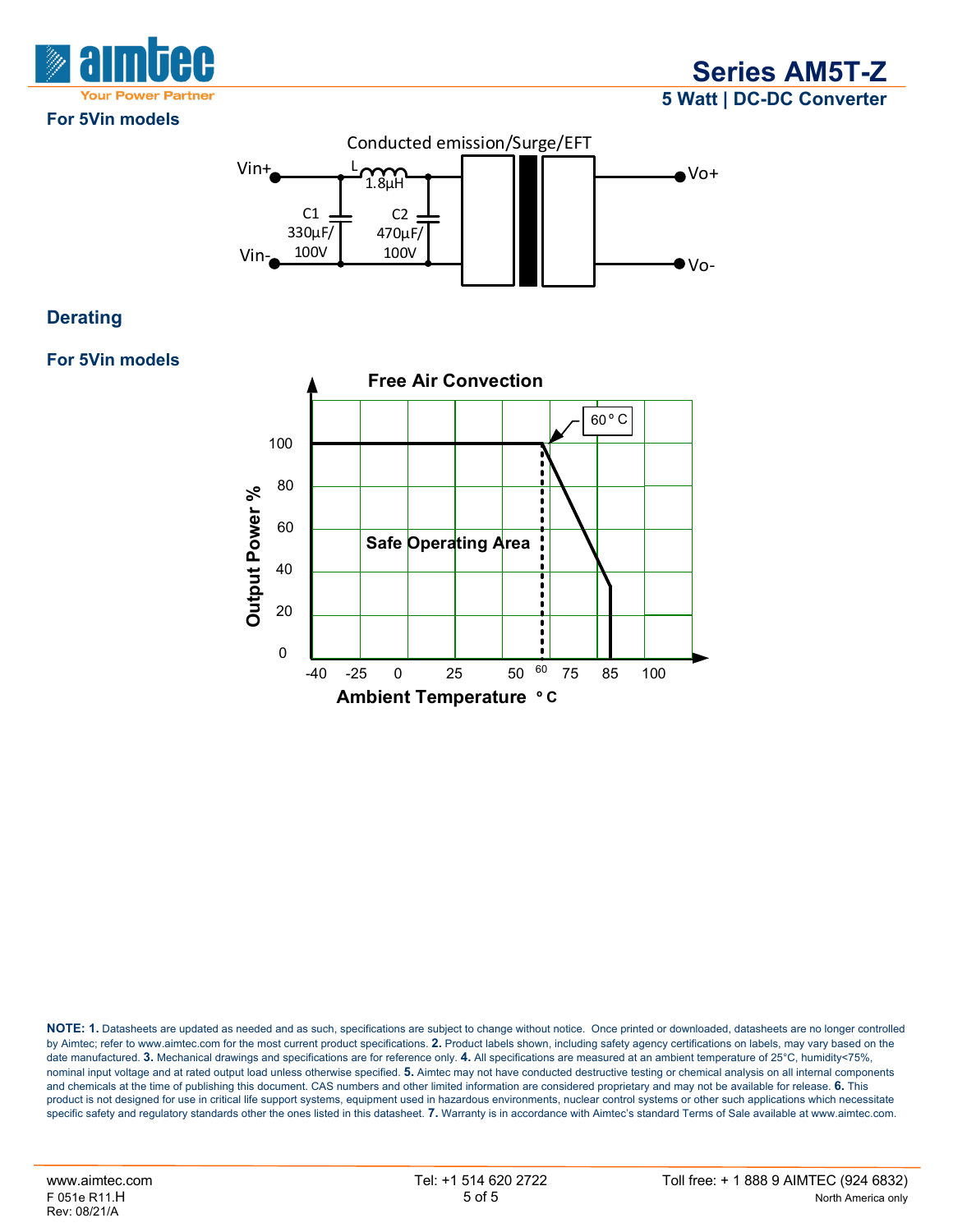## For 5Vin models

Conducted emission/Surge/EFT

Vin+
Vin-
L
1.8µH
C1
330µF/
100V
C2
470µF/
100V
Vo+
Vo-

## Derating

### For 5Vin models

Free Air Convection

60 ° C

Output Power %

100
80
60
40
20
0

Safe Operating Area

-40 -25 0 25 50 60 75 85 100

Ambient Temperature °C

**NOTE: 1.** Datasheets are updated as needed and as such, specifications are subject to change without notice. Once printed or downloaded, datasheets are no longer controlled by Aimtec; refer to www.aimtec.com for the most current product specifications. **2.** Product labels shown, including safety agency certifications on labels, may vary based on the date manufactured. **3.** Mechanical drawings and specifications are for reference only. **4.** All specifications are measured at an ambient temperature of 25°C, humidity<75%, nominal input voltage and at rated output load unless otherwise specified. **5.** Aimtec may not have conducted destructive testing or chemical analysis on all internal components and chemicals at the time of publishing this document. CAS numbers and other limited information are considered proprietary and may not be available for release. **6.** This product is not designed for use in critical life support systems, equipment used in hazardous environments, nuclear control systems or other such applications which necessitate specific safety and regulatory standards other the ones listed in this datasheet. **7.** Warranty is in accordance with Aimtec's standard Terms of Sale available at www.aimtec.com.